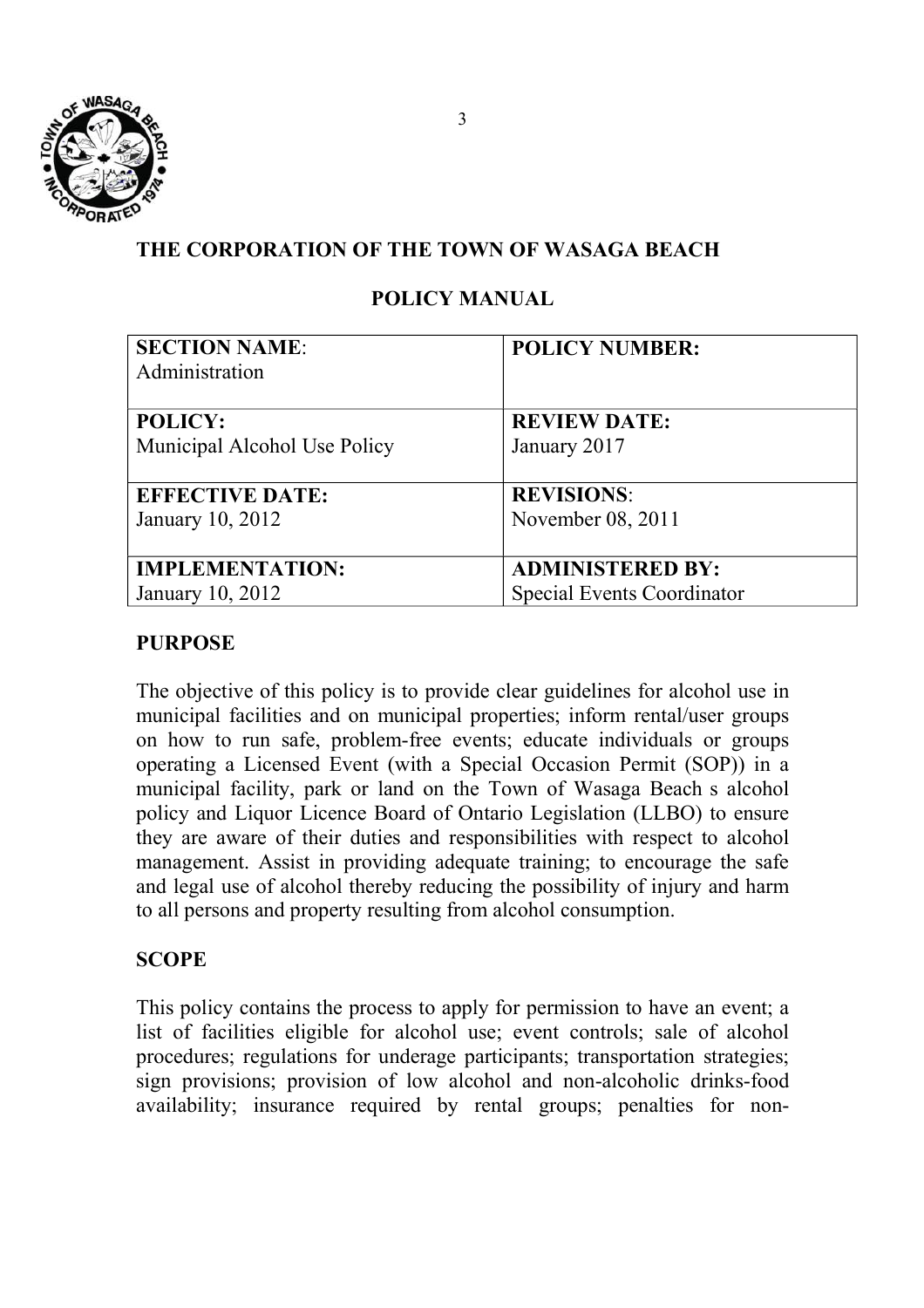# THE CORPORATION OF THE TOWN OF WASAGA BEACH

## POLICY MANUAL

| **SECTION NAME**: Administration | **POLICY NUMBER:** |
|---|---|
| **POLICY:** Municipal Alcohol Use Policy | **REVIEW DATE:** January 2017 |
| **EFFECTIVE DATE:** January 10, 2012 | **REVISIONS**: November 08, 2011 |
| **IMPLEMENTATION:** January 10, 2012 | **ADMINISTERED BY:** Special Events Coordinator |

### PURPOSE

The objective of this policy is to provide clear guidelines for alcohol use in municipal facilities and on municipal properties; inform rental/user groups on how to run safe, problem-free events; educate individuals or groups operating a Licensed Event (with a Special Occasion Permit (SOP)) in a municipal facility, park or land on the Town of Wasaga Beach s alcohol policy and Liquor Licence Board of Ontario Legislation (LLBO) to ensure they are aware of their duties and responsibilities with respect to alcohol management. Assist in providing adequate training; to encourage the safe and legal use of alcohol thereby reducing the possibility of injury and harm to all persons and property resulting from alcohol consumption.

### SCOPE

This policy contains the process to apply for permission to have an event; a list of facilities eligible for alcohol use; event controls; sale of alcohol procedures; regulations for underage participants; transportation strategies; sign provisions; provision of low alcohol and non-alcoholic drinks-food availability; insurance required by rental groups; penalties for non-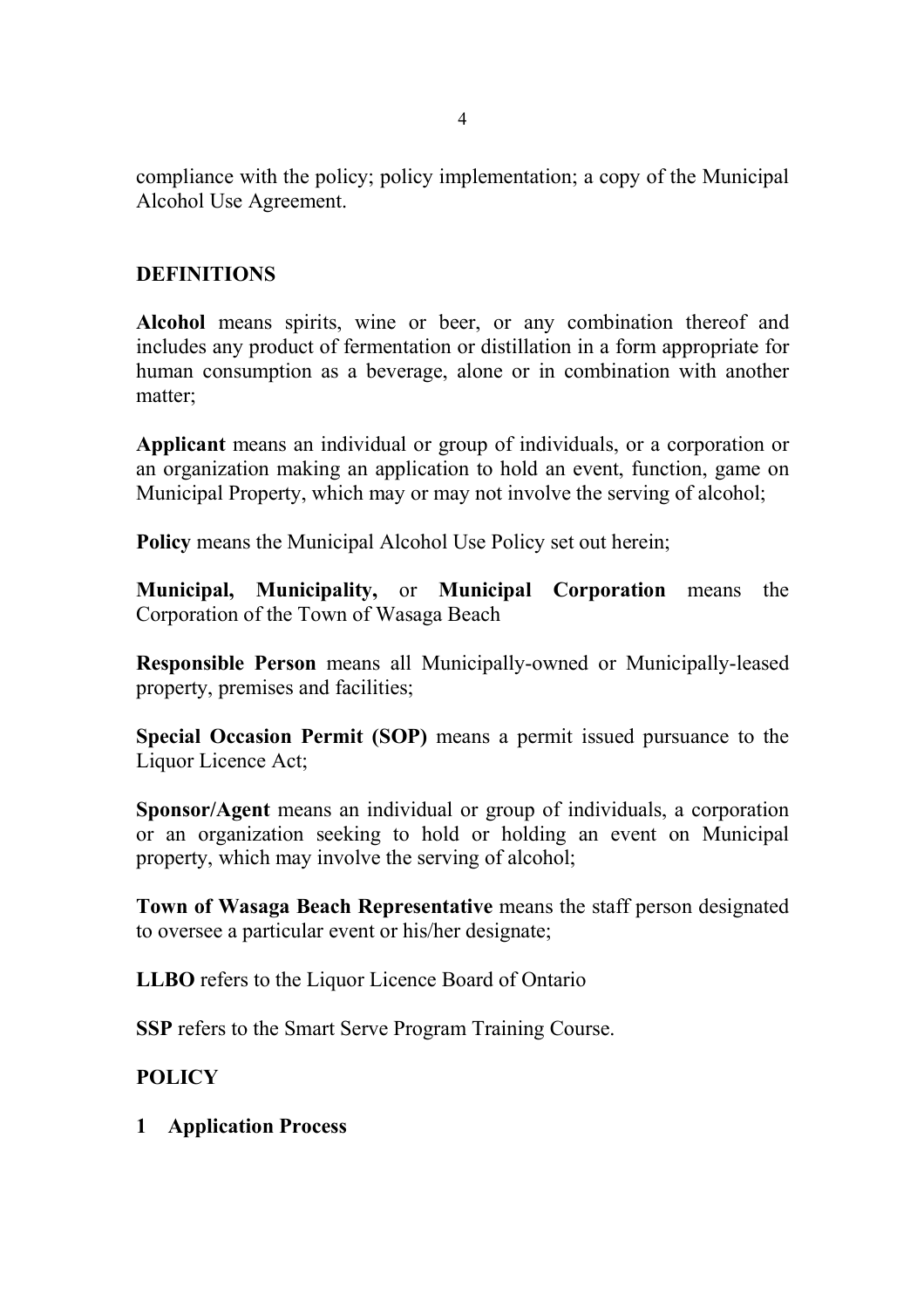compliance with the policy; policy implementation; a copy of the Municipal Alcohol Use Agreement.

## DEFINITIONS

**Alcohol** means spirits, wine or beer, or any combination thereof and includes any product of fermentation or distillation in a form appropriate for human consumption as a beverage, alone or in combination with another matter;

**Applicant** means an individual or group of individuals, or a corporation or an organization making an application to hold an event, function, game on Municipal Property, which may or may not involve the serving of alcohol;

**Policy** means the Municipal Alcohol Use Policy set out herein;

**Municipal, Municipality,** or **Municipal Corporation** means the Corporation of the Town of Wasaga Beach

**Responsible Person** means all Municipally-owned or Municipally-leased property, premises and facilities;

**Special Occasion Permit (SOP)** means a permit issued pursuance to the Liquor Licence Act;

**Sponsor/Agent** means an individual or group of individuals, a corporation or an organization seeking to hold or holding an event on Municipal property, which may involve the serving of alcohol;

**Town of Wasaga Beach Representative** means the staff person designated to oversee a particular event or his/her designate;

**LLBO** refers to the Liquor Licence Board of Ontario

**SSP** refers to the Smart Serve Program Training Course.

## POLICY

### 1 Application Process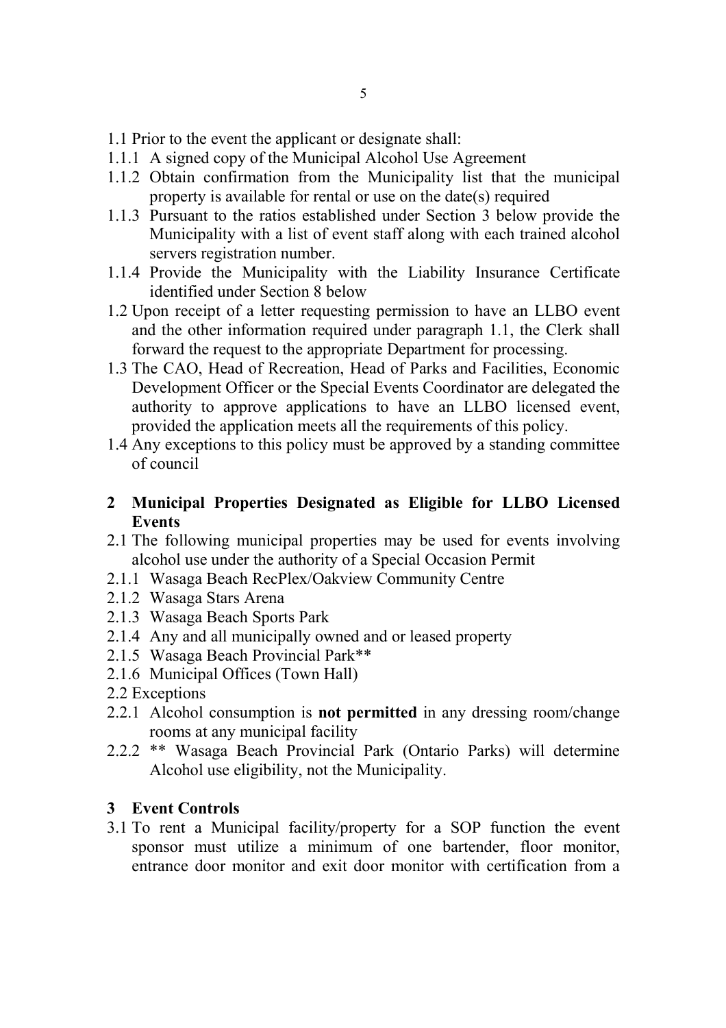1.1 Prior to the event the applicant or designate shall:

1.1.1 A signed copy of the Municipal Alcohol Use Agreement

1.1.2 Obtain confirmation from the Municipality list that the municipal property is available for rental or use on the date(s) required

1.1.3 Pursuant to the ratios established under Section 3 below provide the Municipality with a list of event staff along with each trained alcohol servers registration number.

1.1.4 Provide the Municipality with the Liability Insurance Certificate identified under Section 8 below

1.2 Upon receipt of a letter requesting permission to have an LLBO event and the other information required under paragraph 1.1, the Clerk shall forward the request to the appropriate Department for processing.

1.3 The CAO, Head of Recreation, Head of Parks and Facilities, Economic Development Officer or the Special Events Coordinator are delegated the authority to approve applications to have an LLBO licensed event, provided the application meets all the requirements of this policy.

1.4 Any exceptions to this policy must be approved by a standing committee of council

## 2 Municipal Properties Designated as Eligible for LLBO Licensed Events

2.1 The following municipal properties may be used for events involving alcohol use under the authority of a Special Occasion Permit

2.1.1 Wasaga Beach RecPlex/Oakview Community Centre

2.1.2 Wasaga Stars Arena

2.1.3 Wasaga Beach Sports Park

2.1.4 Any and all municipally owned and or leased property

2.1.5 Wasaga Beach Provincial Park**

2.1.6 Municipal Offices (Town Hall)

2.2 Exceptions

2.2.1 Alcohol consumption is **not permitted** in any dressing room/change rooms at any municipal facility

2.2.2 ** Wasaga Beach Provincial Park (Ontario Parks) will determine Alcohol use eligibility, not the Municipality.

## 3 Event Controls

3.1 To rent a Municipal facility/property for a SOP function the event sponsor must utilize a minimum of one bartender, floor monitor, entrance door monitor and exit door monitor with certification from a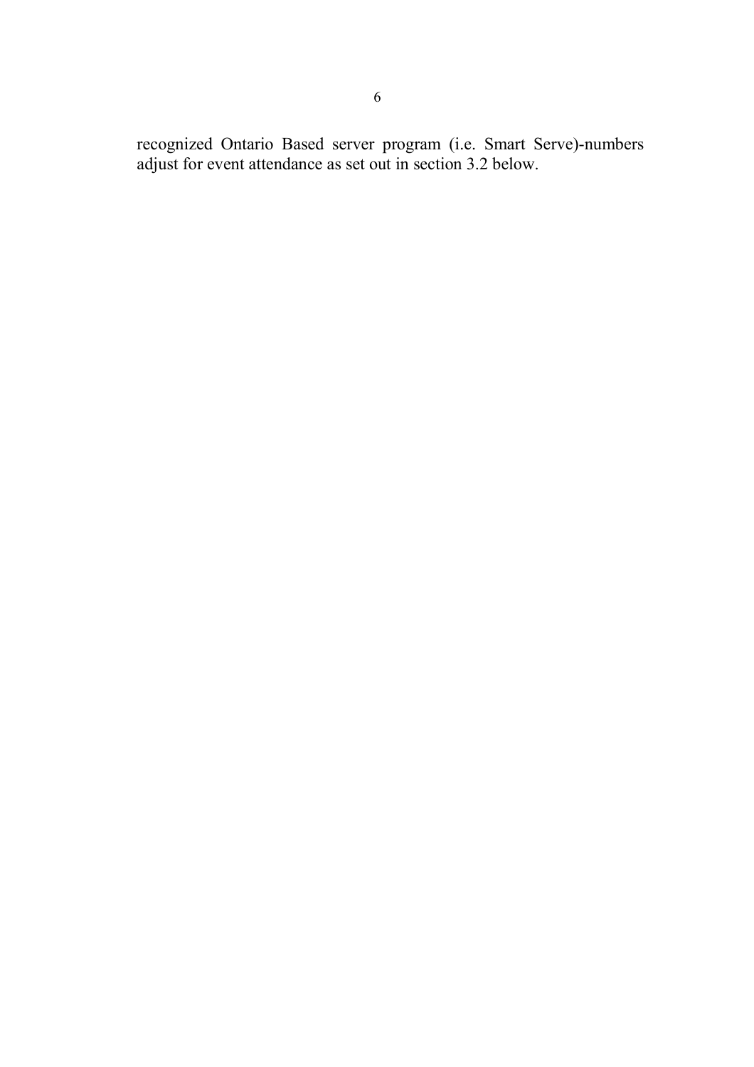recognized Ontario Based server program (i.e. Smart Serve)-numbers adjust for event attendance as set out in section 3.2 below.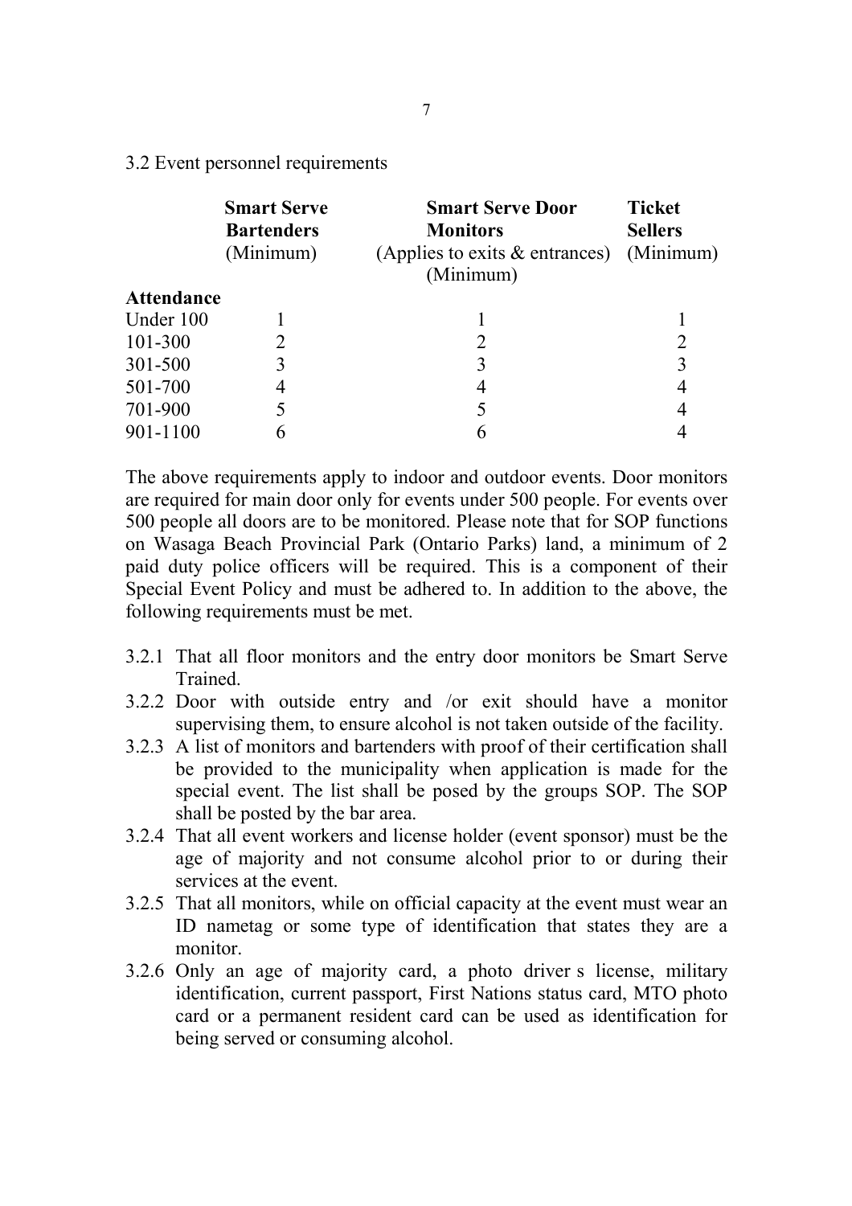### 3.2 Event personnel requirements

| Attendance | Smart Serve Bartenders (Minimum) | Smart Serve Door Monitors (Applies to exits & entrances) (Minimum) | Ticket Sellers (Minimum) |
|---|---|---|---|
| Under 100 | 1 | 1 | 1 |
| 101-300 | 2 | 2 | 2 |
| 301-500 | 3 | 3 | 3 |
| 501-700 | 4 | 4 | 4 |
| 701-900 | 5 | 5 | 4 |
| 901-1100 | 6 | 6 | 4 |

The above requirements apply to indoor and outdoor events. Door monitors are required for main door only for events under 500 people. For events over 500 people all doors are to be monitored. Please note that for SOP functions on Wasaga Beach Provincial Park (Ontario Parks) land, a minimum of 2 paid duty police officers will be required. This is a component of their Special Event Policy and must be adhered to. In addition to the above, the following requirements must be met.

3.2.1 That all floor monitors and the entry door monitors be Smart Serve Trained.

3.2.2 Door with outside entry and /or exit should have a monitor supervising them, to ensure alcohol is not taken outside of the facility.

3.2.3 A list of monitors and bartenders with proof of their certification shall be provided to the municipality when application is made for the special event. The list shall be posed by the groups SOP. The SOP shall be posted by the bar area.

3.2.4 That all event workers and license holder (event sponsor) must be the age of majority and not consume alcohol prior to or during their services at the event.

3.2.5 That all monitors, while on official capacity at the event must wear an ID nametag or some type of identification that states they are a monitor.

3.2.6 Only an age of majority card, a photo driver s license, military identification, current passport, First Nations status card, MTO photo card or a permanent resident card can be used as identification for being served or consuming alcohol.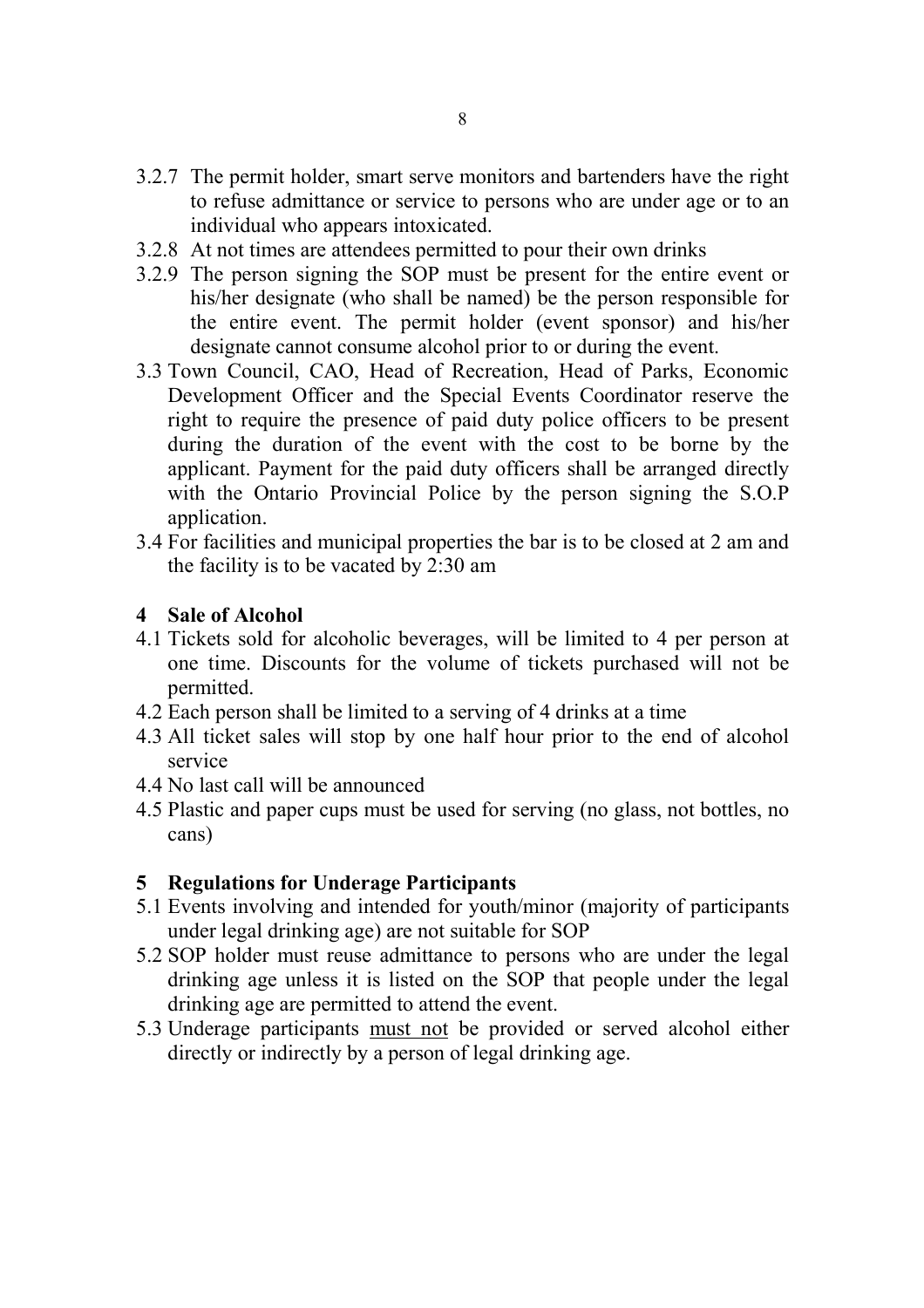3.2.7 The permit holder, smart serve monitors and bartenders have the right to refuse admittance or service to persons who are under age or to an individual who appears intoxicated.

3.2.8 At not times are attendees permitted to pour their own drinks

3.2.9 The person signing the SOP must be present for the entire event or his/her designate (who shall be named) be the person responsible for the entire event. The permit holder (event sponsor) and his/her designate cannot consume alcohol prior to or during the event.

3.3 Town Council, CAO, Head of Recreation, Head of Parks, Economic Development Officer and the Special Events Coordinator reserve the right to require the presence of paid duty police officers to be present during the duration of the event with the cost to be borne by the applicant. Payment for the paid duty officers shall be arranged directly with the Ontario Provincial Police by the person signing the S.O.P application.

3.4 For facilities and municipal properties the bar is to be closed at 2 am and the facility is to be vacated by 2:30 am

## 4 Sale of Alcohol

4.1 Tickets sold for alcoholic beverages, will be limited to 4 per person at one time. Discounts for the volume of tickets purchased will not be permitted.

4.2 Each person shall be limited to a serving of 4 drinks at a time

4.3 All ticket sales will stop by one half hour prior to the end of alcohol service

4.4 No last call will be announced

4.5 Plastic and paper cups must be used for serving (no glass, not bottles, no cans)

## 5 Regulations for Underage Participants

5.1 Events involving and intended for youth/minor (majority of participants under legal drinking age) are not suitable for SOP

5.2 SOP holder must reuse admittance to persons who are under the legal drinking age unless it is listed on the SOP that people under the legal drinking age are permitted to attend the event.

5.3 Underage participants <u>must not</u> be provided or served alcohol either directly or indirectly by a person of legal drinking age.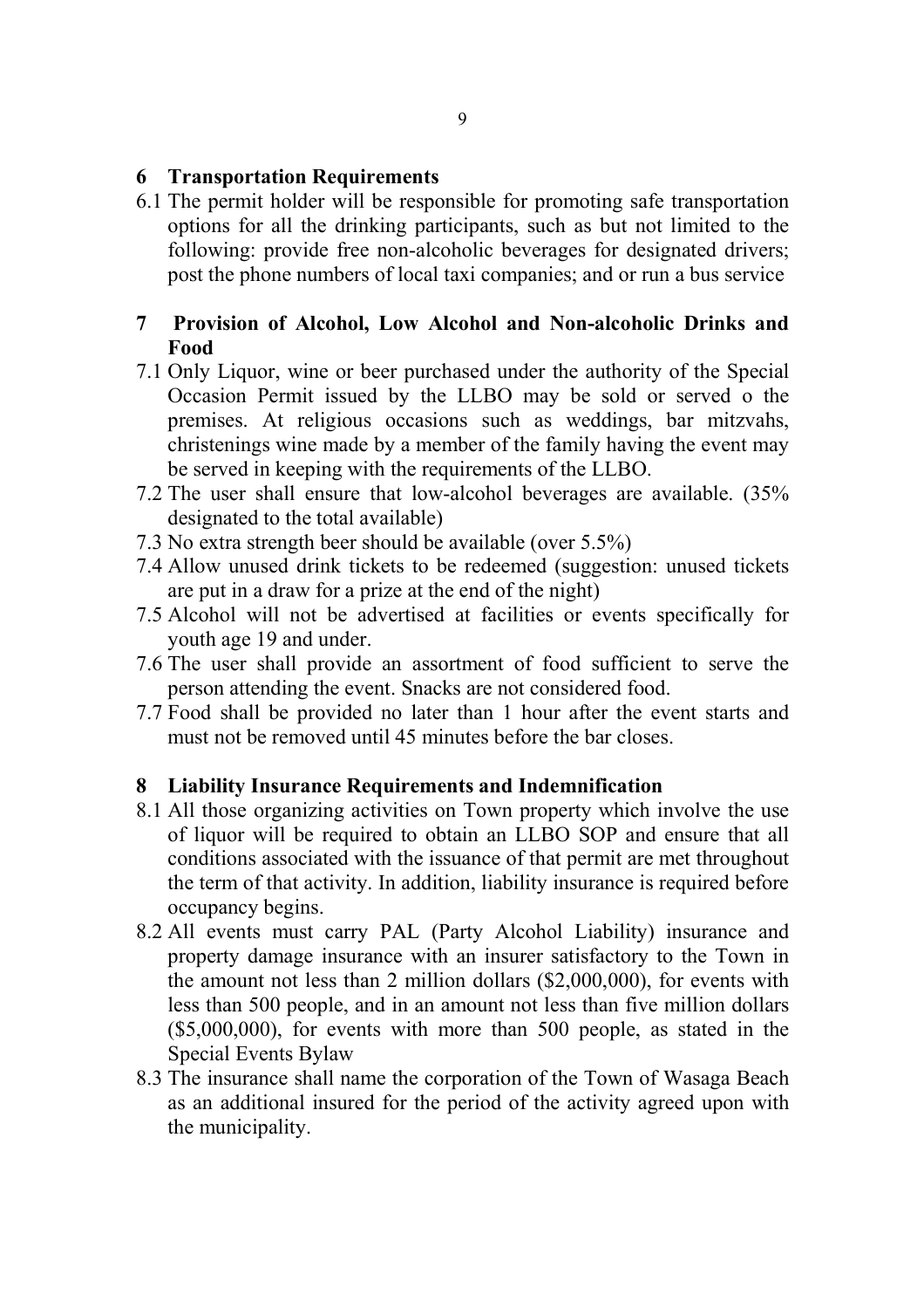## 6 Transportation Requirements

6.1 The permit holder will be responsible for promoting safe transportation options for all the drinking participants, such as but not limited to the following: provide free non-alcoholic beverages for designated drivers; post the phone numbers of local taxi companies; and or run a bus service

## 7 Provision of Alcohol, Low Alcohol and Non-alcoholic Drinks and Food

7.1 Only Liquor, wine or beer purchased under the authority of the Special Occasion Permit issued by the LLBO may be sold or served o the premises. At religious occasions such as weddings, bar mitzvahs, christenings wine made by a member of the family having the event may be served in keeping with the requirements of the LLBO.

7.2 The user shall ensure that low-alcohol beverages are available. (35% designated to the total available)

7.3 No extra strength beer should be available (over 5.5%)

7.4 Allow unused drink tickets to be redeemed (suggestion: unused tickets are put in a draw for a prize at the end of the night)

7.5 Alcohol will not be advertised at facilities or events specifically for youth age 19 and under.

7.6 The user shall provide an assortment of food sufficient to serve the person attending the event. Snacks are not considered food.

7.7 Food shall be provided no later than 1 hour after the event starts and must not be removed until 45 minutes before the bar closes.

## 8 Liability Insurance Requirements and Indemnification

8.1 All those organizing activities on Town property which involve the use of liquor will be required to obtain an LLBO SOP and ensure that all conditions associated with the issuance of that permit are met throughout the term of that activity. In addition, liability insurance is required before occupancy begins.

8.2 All events must carry PAL (Party Alcohol Liability) insurance and property damage insurance with an insurer satisfactory to the Town in the amount not less than 2 million dollars ($2,000,000), for events with less than 500 people, and in an amount not less than five million dollars ($5,000,000), for events with more than 500 people, as stated in the Special Events Bylaw

8.3 The insurance shall name the corporation of the Town of Wasaga Beach as an additional insured for the period of the activity agreed upon with the municipality.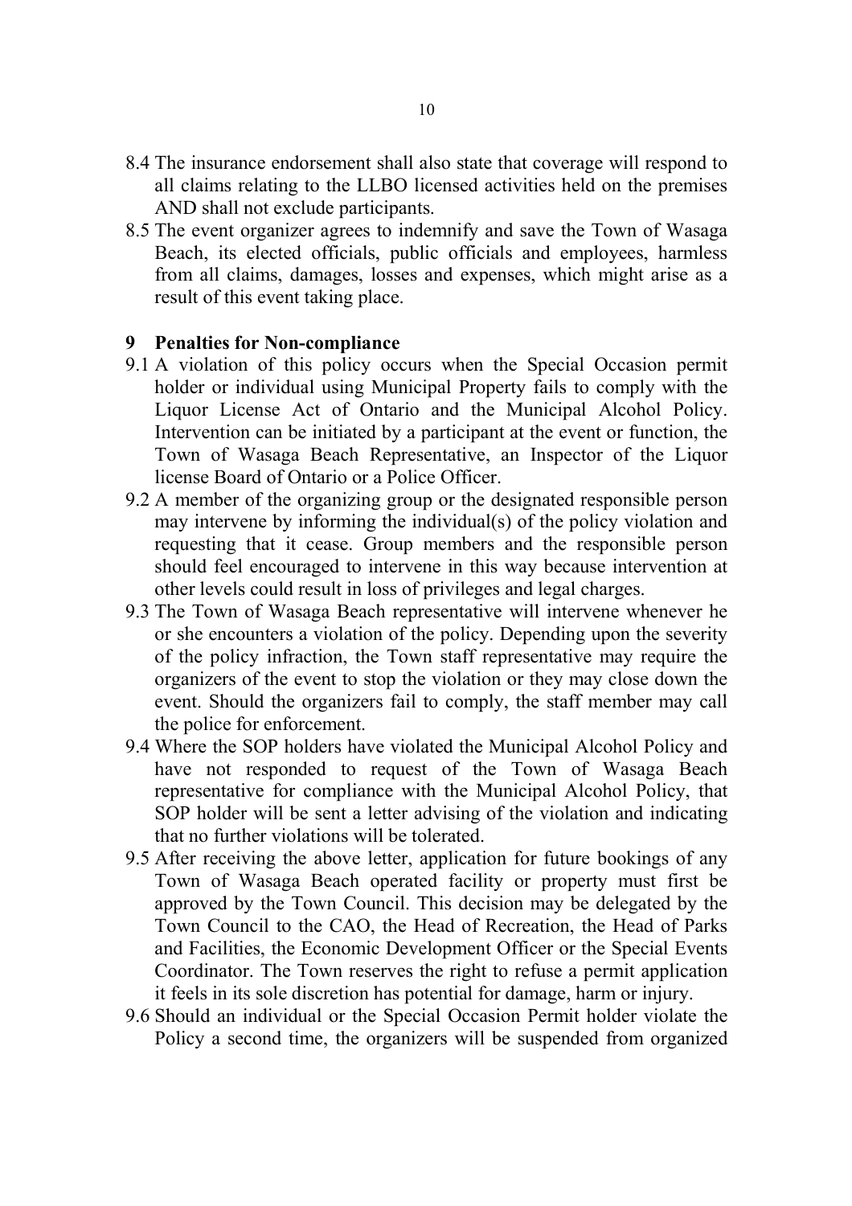8.4 The insurance endorsement shall also state that coverage will respond to all claims relating to the LLBO licensed activities held on the premises AND shall not exclude participants.

8.5 The event organizer agrees to indemnify and save the Town of Wasaga Beach, its elected officials, public officials and employees, harmless from all claims, damages, losses and expenses, which might arise as a result of this event taking place.

## 9 Penalties for Non-compliance

9.1 A violation of this policy occurs when the Special Occasion permit holder or individual using Municipal Property fails to comply with the Liquor License Act of Ontario and the Municipal Alcohol Policy. Intervention can be initiated by a participant at the event or function, the Town of Wasaga Beach Representative, an Inspector of the Liquor license Board of Ontario or a Police Officer.

9.2 A member of the organizing group or the designated responsible person may intervene by informing the individual(s) of the policy violation and requesting that it cease. Group members and the responsible person should feel encouraged to intervene in this way because intervention at other levels could result in loss of privileges and legal charges.

9.3 The Town of Wasaga Beach representative will intervene whenever he or she encounters a violation of the policy. Depending upon the severity of the policy infraction, the Town staff representative may require the organizers of the event to stop the violation or they may close down the event. Should the organizers fail to comply, the staff member may call the police for enforcement.

9.4 Where the SOP holders have violated the Municipal Alcohol Policy and have not responded to request of the Town of Wasaga Beach representative for compliance with the Municipal Alcohol Policy, that SOP holder will be sent a letter advising of the violation and indicating that no further violations will be tolerated.

9.5 After receiving the above letter, application for future bookings of any Town of Wasaga Beach operated facility or property must first be approved by the Town Council. This decision may be delegated by the Town Council to the CAO, the Head of Recreation, the Head of Parks and Facilities, the Economic Development Officer or the Special Events Coordinator. The Town reserves the right to refuse a permit application it feels in its sole discretion has potential for damage, harm or injury.

9.6 Should an individual or the Special Occasion Permit holder violate the Policy a second time, the organizers will be suspended from organized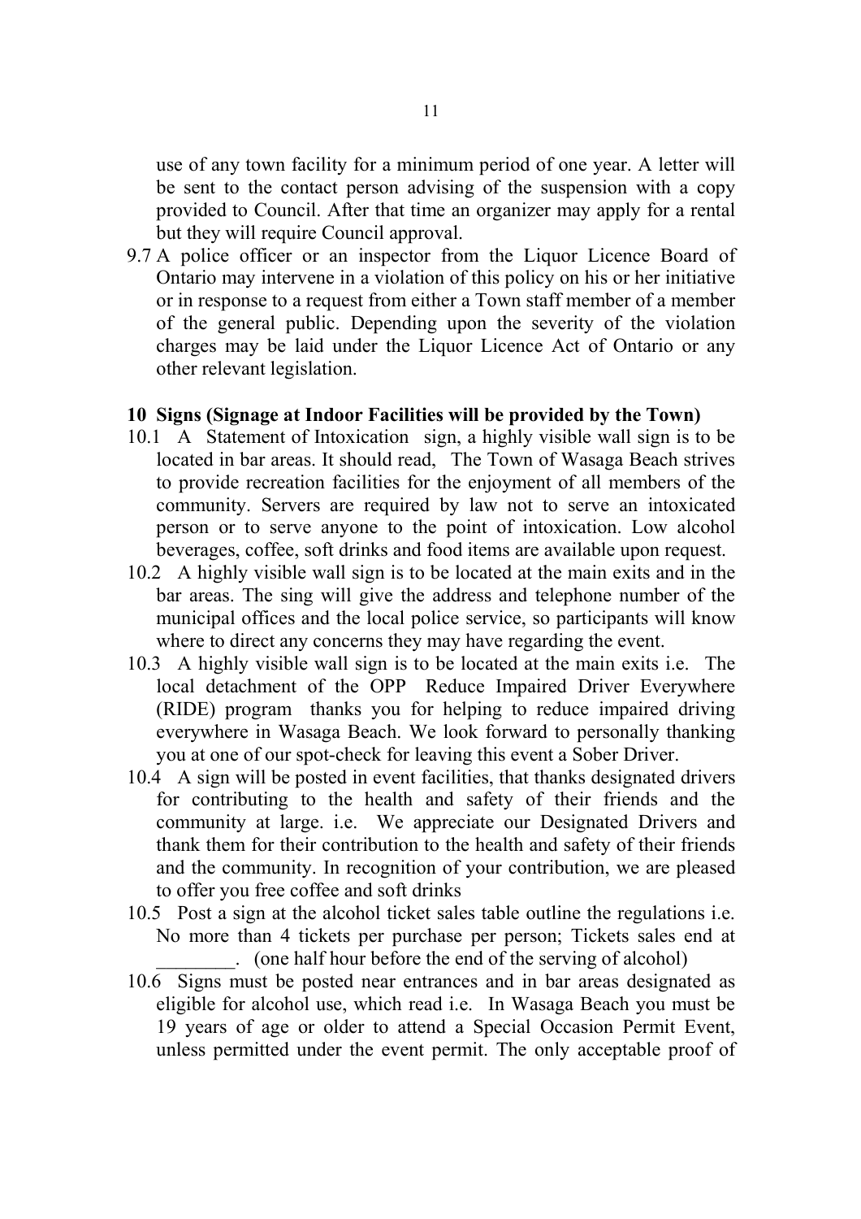use of any town facility for a minimum period of one year. A letter will be sent to the contact person advising of the suspension with a copy provided to Council. After that time an organizer may apply for a rental but they will require Council approval.

9.7 A police officer or an inspector from the Liquor Licence Board of Ontario may intervene in a violation of this policy on his or her initiative or in response to a request from either a Town staff member of a member of the general public. Depending upon the severity of the violation charges may be laid under the Liquor Licence Act of Ontario or any other relevant legislation.

## 10 Signs (Signage at Indoor Facilities will be provided by the Town)

10.1 A Statement of Intoxication sign, a highly visible wall sign is to be located in bar areas. It should read, The Town of Wasaga Beach strives to provide recreation facilities for the enjoyment of all members of the community. Servers are required by law not to serve an intoxicated person or to serve anyone to the point of intoxication. Low alcohol beverages, coffee, soft drinks and food items are available upon request.

10.2 A highly visible wall sign is to be located at the main exits and in the bar areas. The sing will give the address and telephone number of the municipal offices and the local police service, so participants will know where to direct any concerns they may have regarding the event.

10.3 A highly visible wall sign is to be located at the main exits i.e. The local detachment of the OPP Reduce Impaired Driver Everywhere (RIDE) program thanks you for helping to reduce impaired driving everywhere in Wasaga Beach. We look forward to personally thanking you at one of our spot-check for leaving this event a Sober Driver.

10.4 A sign will be posted in event facilities, that thanks designated drivers for contributing to the health and safety of their friends and the community at large. i.e. We appreciate our Designated Drivers and thank them for their contribution to the health and safety of their friends and the community. In recognition of your contribution, we are pleased to offer you free coffee and soft drinks

10.5 Post a sign at the alcohol ticket sales table outline the regulations i.e. No more than 4 tickets per purchase per person; Tickets sales end at ________. (one half hour before the end of the serving of alcohol)

10.6 Signs must be posted near entrances and in bar areas designated as eligible for alcohol use, which read i.e. In Wasaga Beach you must be 19 years of age or older to attend a Special Occasion Permit Event, unless permitted under the event permit. The only acceptable proof of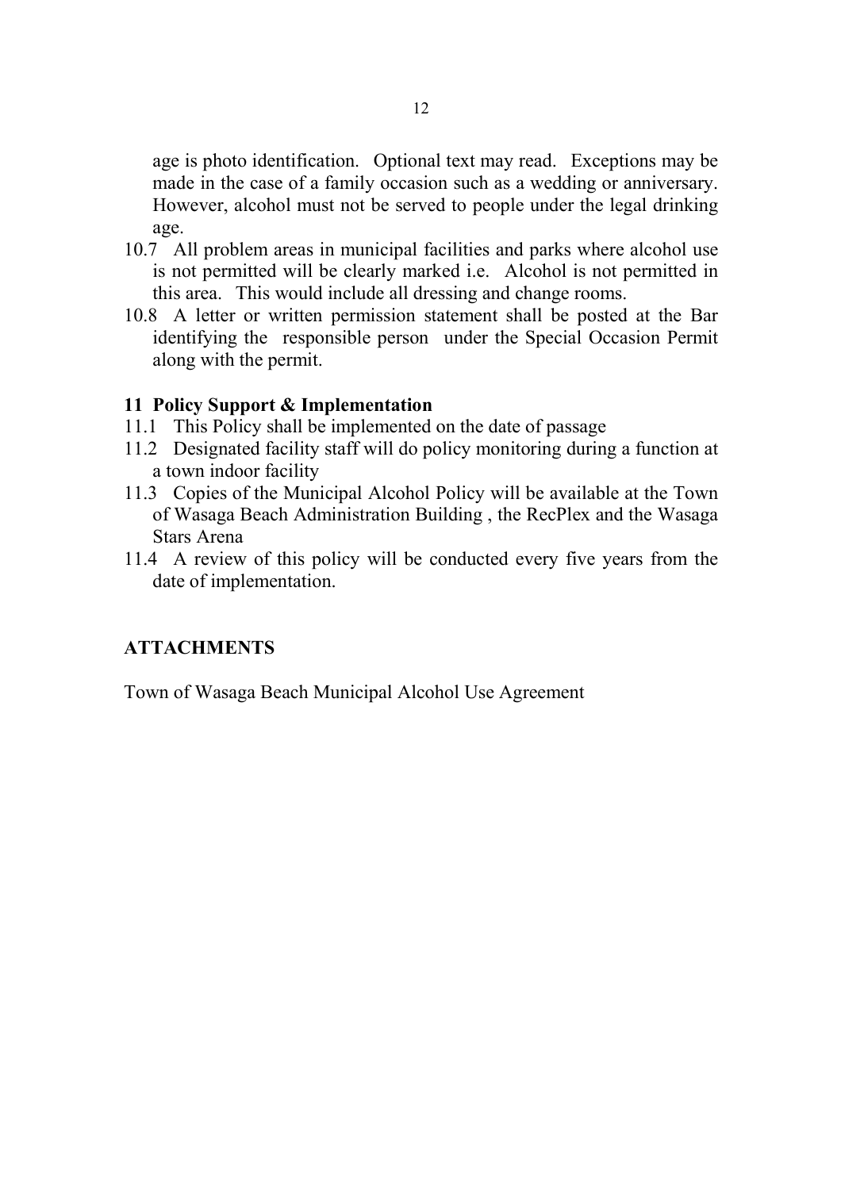age is photo identification. Optional text may read. Exceptions may be made in the case of a family occasion such as a wedding or anniversary. However, alcohol must not be served to people under the legal drinking age.

10.7 All problem areas in municipal facilities and parks where alcohol use is not permitted will be clearly marked i.e. Alcohol is not permitted in this area. This would include all dressing and change rooms.

10.8 A letter or written permission statement shall be posted at the Bar identifying the responsible person under the Special Occasion Permit along with the permit.

## 11 Policy Support & Implementation

11.1 This Policy shall be implemented on the date of passage

11.2 Designated facility staff will do policy monitoring during a function at a town indoor facility

11.3 Copies of the Municipal Alcohol Policy will be available at the Town of Wasaga Beach Administration Building , the RecPlex and the Wasaga Stars Arena

11.4 A review of this policy will be conducted every five years from the date of implementation.

## ATTACHMENTS

Town of Wasaga Beach Municipal Alcohol Use Agreement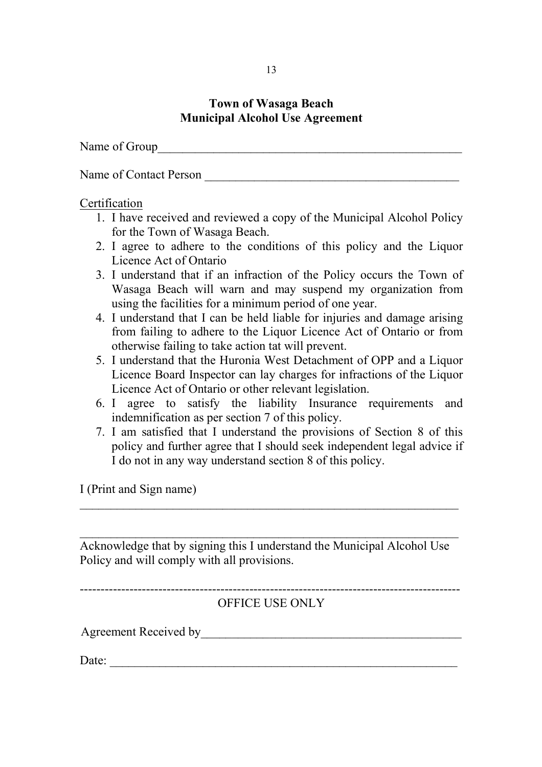# Town of Wasaga Beach
## Municipal Alcohol Use Agreement

Name of Group\_\_\_\_\_\_\_\_\_\_\_\_\_\_\_\_\_\_\_\_\_\_\_\_\_\_\_\_\_\_\_\_\_\_\_\_\_\_\_\_\_\_\_\_\_\_\_\_\_\_\_\_

Name of Contact Person \_\_\_\_\_\_\_\_\_\_\_\_\_\_\_\_\_\_\_\_\_\_\_\_\_\_\_\_\_\_\_\_\_\_\_\_\_\_\_\_\_\_

<u>Certification</u>

1. I have received and reviewed a copy of the Municipal Alcohol Policy for the Town of Wasaga Beach.
2. I agree to adhere to the conditions of this policy and the Liquor Licence Act of Ontario
3. I understand that if an infraction of the Policy occurs the Town of Wasaga Beach will warn and may suspend my organization from using the facilities for a minimum period of one year.
4. I understand that I can be held liable for injuries and damage arising from failing to adhere to the Liquor Licence Act of Ontario or from otherwise failing to take action tat will prevent.
5. I understand that the Huronia West Detachment of OPP and a Liquor Licence Board Inspector can lay charges for infractions of the Liquor Licence Act of Ontario or other relevant legislation.
6. I agree to satisfy the liability Insurance requirements and indemnification as per section 7 of this policy.
7. I am satisfied that I understand the provisions of Section 8 of this policy and further agree that I should seek independent legal advice if I do not in any way understand section 8 of this policy.

I (Print and Sign name)

\_\_\_\_\_\_\_\_\_\_\_\_\_\_\_\_\_\_\_\_\_\_\_\_\_\_\_\_\_\_\_\_\_\_\_\_\_\_\_\_\_\_\_\_\_\_\_\_\_\_\_\_\_\_\_\_\_\_\_\_\_\_

\_\_\_\_\_\_\_\_\_\_\_\_\_\_\_\_\_\_\_\_\_\_\_\_\_\_\_\_\_\_\_\_\_\_\_\_\_\_\_\_\_\_\_\_\_\_\_\_\_\_\_\_\_\_\_\_\_\_\_\_\_\_

Acknowledge that by signing this I understand the Municipal Alcohol Use Policy and will comply with all provisions.

---

OFFICE USE ONLY

Agreement Received by\_\_\_\_\_\_\_\_\_\_\_\_\_\_\_\_\_\_\_\_\_\_\_\_\_\_\_\_\_\_\_\_\_\_\_\_\_\_\_\_\_\_\_\_

Date: \_\_\_\_\_\_\_\_\_\_\_\_\_\_\_\_\_\_\_\_\_\_\_\_\_\_\_\_\_\_\_\_\_\_\_\_\_\_\_\_\_\_\_\_\_\_\_\_\_\_\_\_\_\_\_\_\_\_\_\_